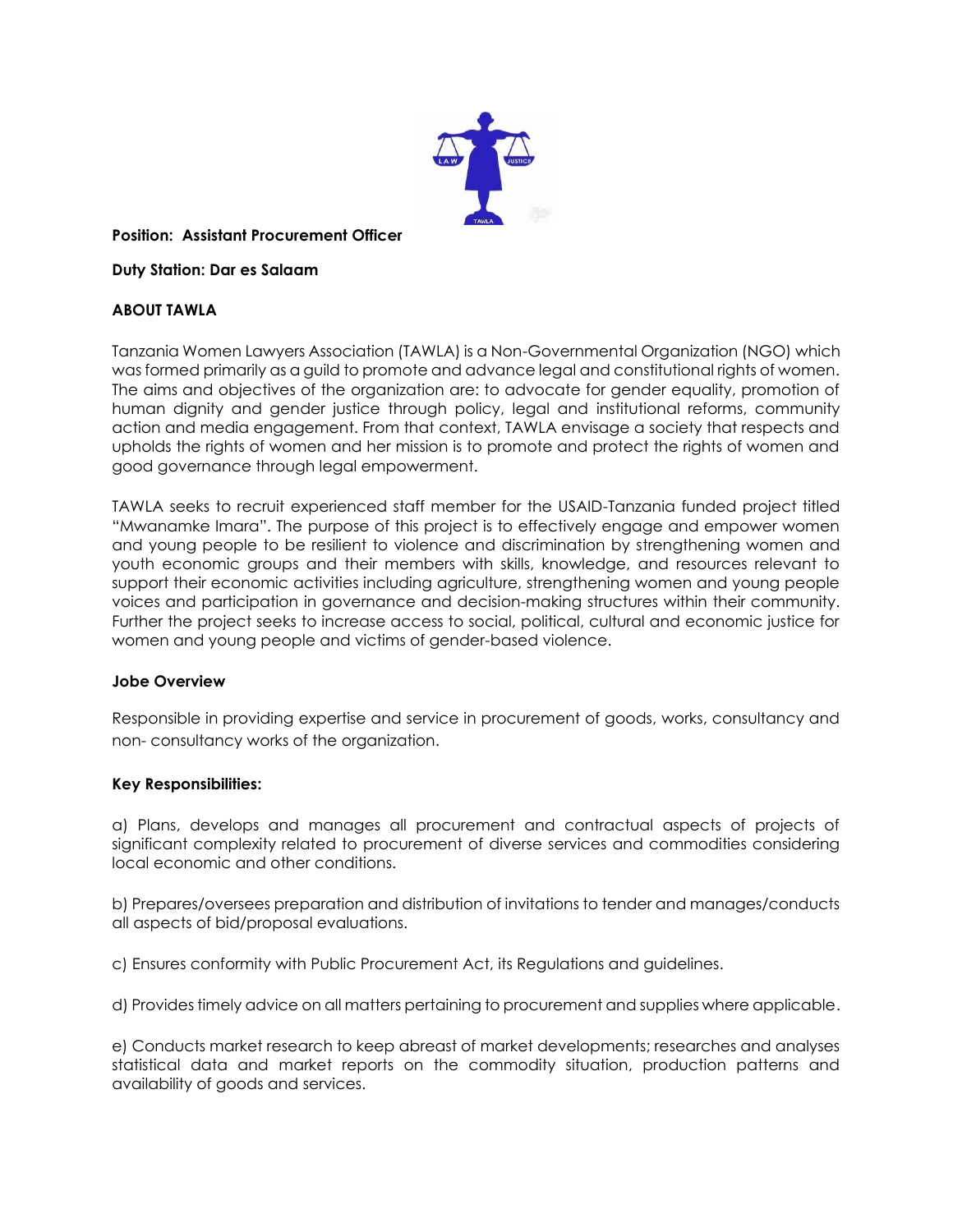**Position: Assistant Procurement Officer**

**Duty Station: Dar es Salaam**

**ABOUT TAWLA**

Tanzania Women Lawyers Association (TAWLA) is a Non-Governmental Organization (NGO) which was formed primarily as a guild to promote and advance legal and constitutional rights of women. The aims and objectives of the organization are: to advocate for gender equality, promotion of human dignity and gender justice through policy, legal and institutional reforms, community action and media engagement. From that context, TAWLA envisage a society that respects and upholds the rights of women and her mission is to promote and protect the rights of women and good governance through legal empowerment.

TAWLA seeks to recruit experienced staff member for the USAID-Tanzania funded project titled "Mwanamke Imara". The purpose of this project is to effectively engage and empower women and young people to be resilient to violence and discrimination by strengthening women and youth economic groups and their members with skills, knowledge, and resources relevant to support their economic activities including agriculture, strengthening women and young people voices and participation in governance and decision-making structures within their community. Further the project seeks to increase access to social, political, cultural and economic justice for women and young people and victims of gender-based violence.

**Jobe Overview**

Responsible in providing expertise and service in procurement of goods, works, consultancy and non- consultancy works of the organization.

**Key Responsibilities:**

a) Plans, develops and manages all procurement and contractual aspects of projects of significant complexity related to procurement of diverse services and commodities considering local economic and other conditions.

b) Prepares/oversees preparation and distribution of invitations to tender and manages/conducts all aspects of bid/proposal evaluations.

c) Ensures conformity with Public Procurement Act, its Regulations and guidelines.

d) Provides timely advice on all matters pertaining to procurement and supplies where applicable.

e) Conducts market research to keep abreast of market developments; researches and analyses statistical data and market reports on the commodity situation, production patterns and availability of goods and services.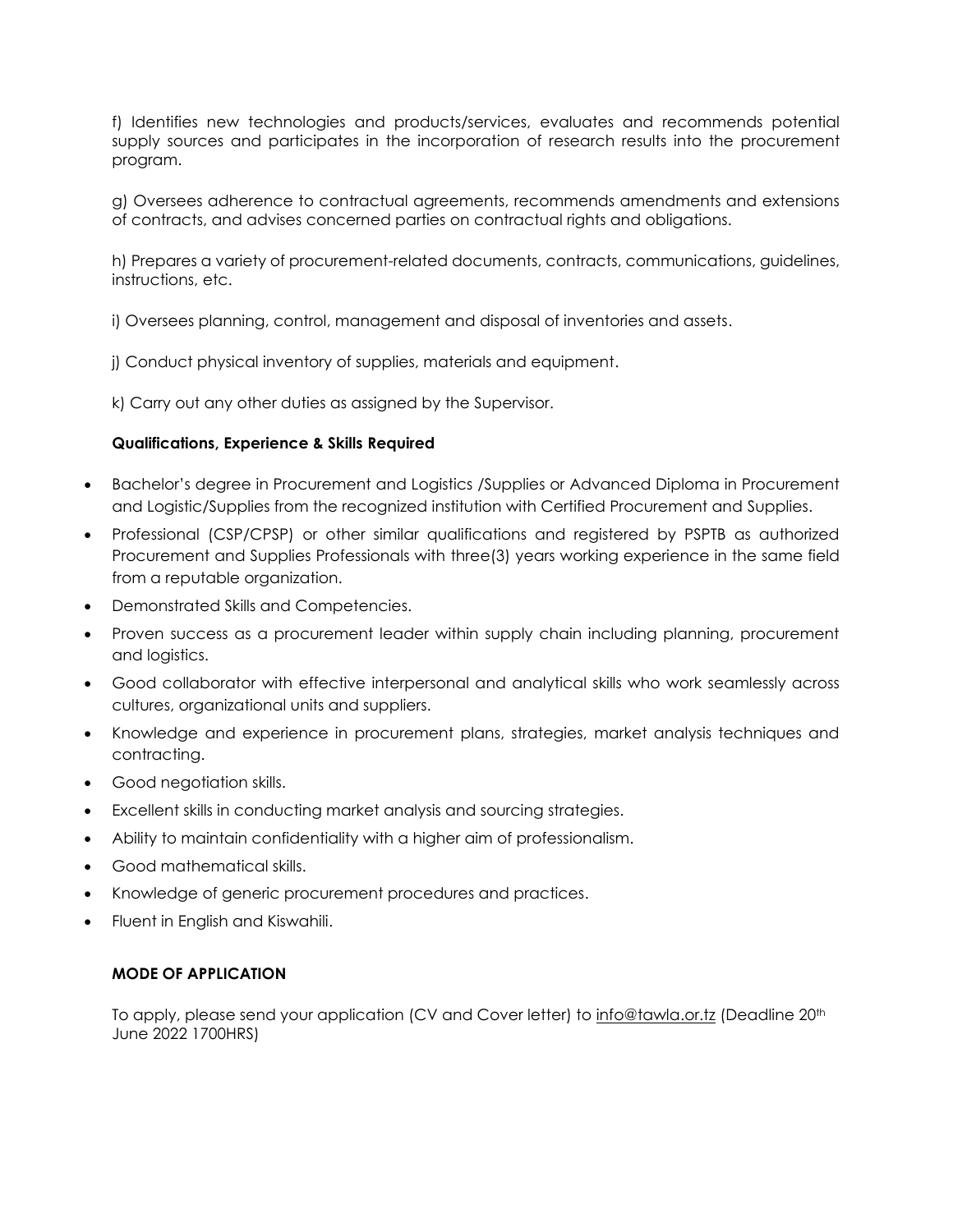f) Identifies new technologies and products/services, evaluates and recommends potential supply sources and participates in the incorporation of research results into the procurement program.

g) Oversees adherence to contractual agreements, recommends amendments and extensions of contracts, and advises concerned parties on contractual rights and obligations.

h) Prepares a variety of procurement-related documents, contracts, communications, guidelines, instructions, etc.

i) Oversees planning, control, management and disposal of inventories and assets.

j) Conduct physical inventory of supplies, materials and equipment.

k) Carry out any other duties as assigned by the Supervisor.

**Qualifications, Experience & Skills Required**

- Bachelor's degree in Procurement and Logistics /Supplies or Advanced Diploma in Procurement and Logistic/Supplies from the recognized institution with Certified Procurement and Supplies.
- Professional (CSP/CPSP) or other similar qualifications and registered by PSPTB as authorized Procurement and Supplies Professionals with three(3) years working experience in the same field from a reputable organization.
- Demonstrated Skills and Competencies.
- Proven success as a procurement leader within supply chain including planning, procurement and logistics.
- Good collaborator with effective interpersonal and analytical skills who work seamlessly across cultures, organizational units and suppliers.
- Knowledge and experience in procurement plans, strategies, market analysis techniques and contracting.
- Good negotiation skills.
- Excellent skills in conducting market analysis and sourcing strategies.
- Ability to maintain confidentiality with a higher aim of professionalism.
- Good mathematical skills.
- Knowledge of generic procurement procedures and practices.
- Fluent in English and Kiswahili.

**MODE OF APPLICATION**

To apply, please send your application (CV and Cover letter) to info@tawla.or.tz (Deadline 20th June 2022 1700HRS)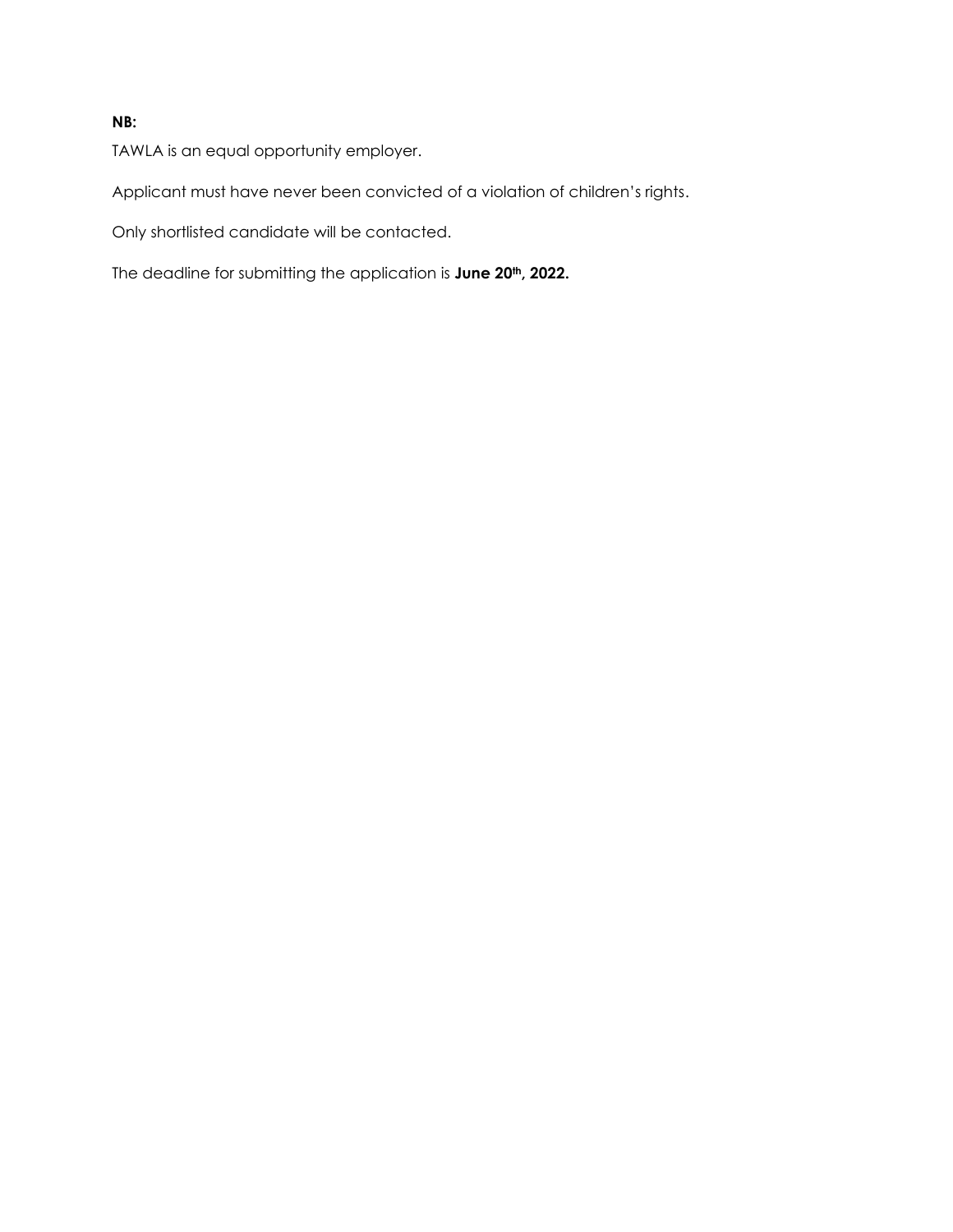**NB:**

TAWLA is an equal opportunity employer.

Applicant must have never been convicted of a violation of children's rights.

Only shortlisted candidate will be contacted.

The deadline for submitting the application is **June 20th, 2022.**